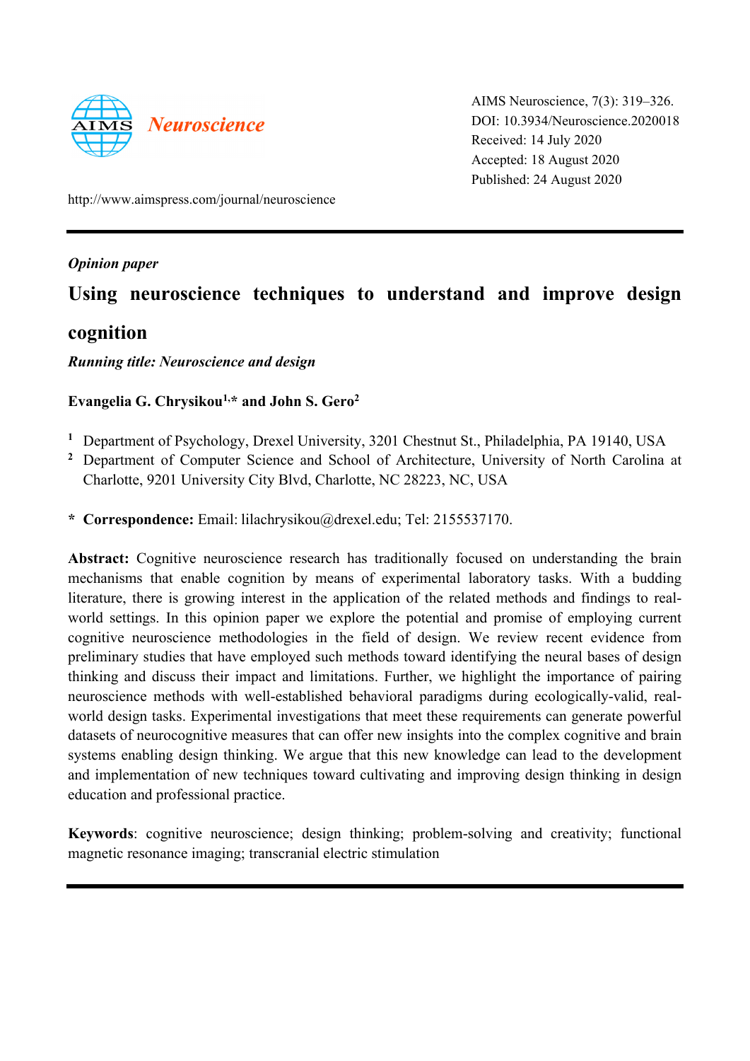AIMS Neuroscience, 7(3): 319–326.
DOI: 10.3934/Neuroscience.2020018
Received: 14 July 2020
Accepted: 18 August 2020
Published: 24 August 2020

http://www.aimspress.com/journal/neuroscience

*Opinion paper*

# Using neuroscience techniques to understand and improve design cognition

***Running title: Neuroscience and design***

**Evangelia G. Chrysikou[1,*] and John S. Gero[2]**

[1] Department of Psychology, Drexel University, 3201 Chestnut St., Philadelphia, PA 19140, USA

[2] Department of Computer Science and School of Architecture, University of North Carolina at Charlotte, 9201 University City Blvd, Charlotte, NC 28223, NC, USA

\* **Correspondence:** Email: lilachrysikou@drexel.edu; Tel: 2155537170.

**Abstract:** Cognitive neuroscience research has traditionally focused on understanding the brain mechanisms that enable cognition by means of experimental laboratory tasks. With a budding literature, there is growing interest in the application of the related methods and findings to real-world settings. In this opinion paper we explore the potential and promise of employing current cognitive neuroscience methodologies in the field of design. We review recent evidence from preliminary studies that have employed such methods toward identifying the neural bases of design thinking and discuss their impact and limitations. Further, we highlight the importance of pairing neuroscience methods with well-established behavioral paradigms during ecologically-valid, real-world design tasks. Experimental investigations that meet these requirements can generate powerful datasets of neurocognitive measures that can offer new insights into the complex cognitive and brain systems enabling design thinking. We argue that this new knowledge can lead to the development and implementation of new techniques toward cultivating and improving design thinking in design education and professional practice.

**Keywords**: cognitive neuroscience; design thinking; problem-solving and creativity; functional magnetic resonance imaging; transcranial electric stimulation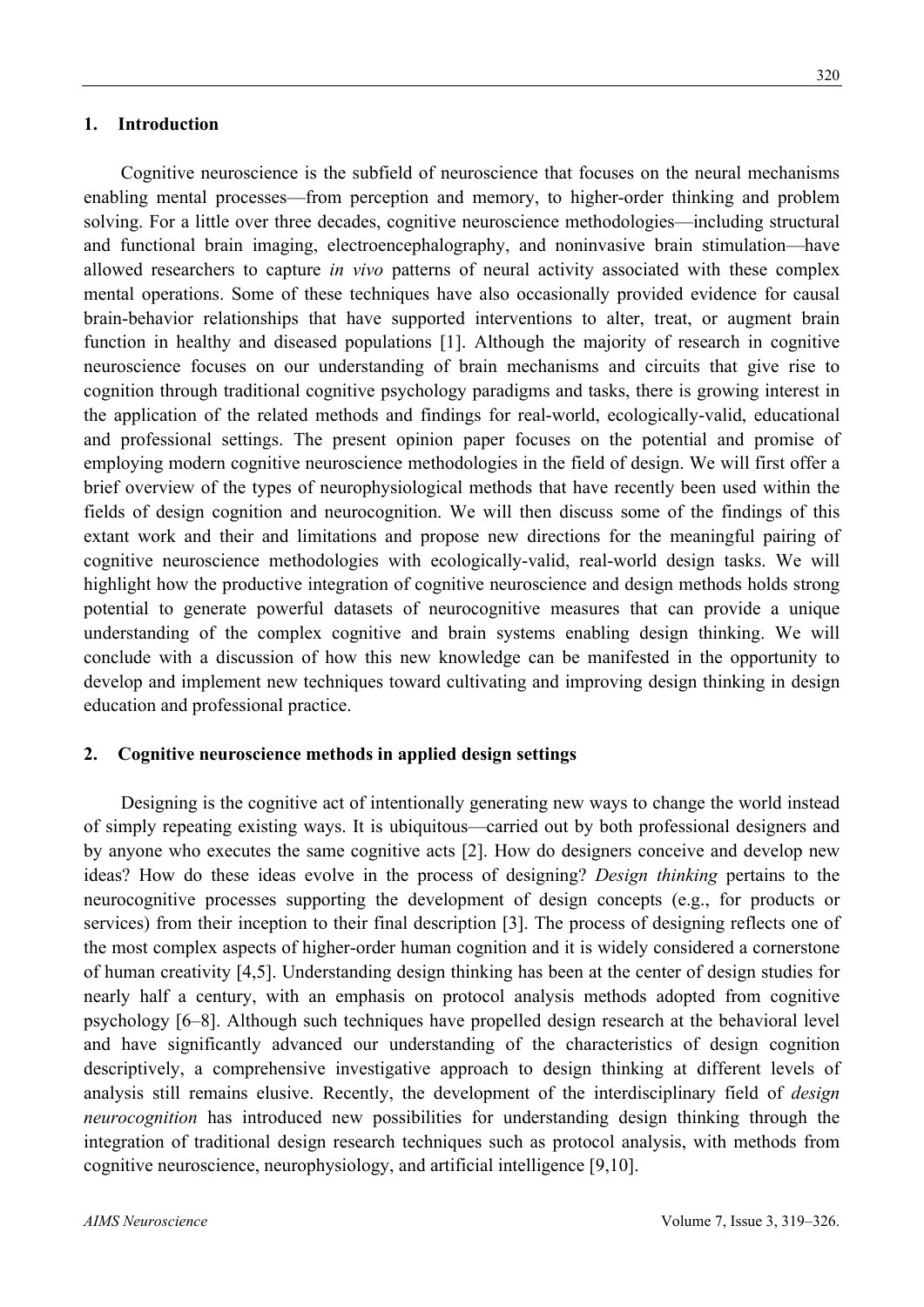## 1. Introduction

Cognitive neuroscience is the subfield of neuroscience that focuses on the neural mechanisms enabling mental processes—from perception and memory, to higher-order thinking and problem solving. For a little over three decades, cognitive neuroscience methodologies—including structural and functional brain imaging, electroencephalography, and noninvasive brain stimulation—have allowed researchers to capture *in vivo* patterns of neural activity associated with these complex mental operations. Some of these techniques have also occasionally provided evidence for causal brain-behavior relationships that have supported interventions to alter, treat, or augment brain function in healthy and diseased populations [1]. Although the majority of research in cognitive neuroscience focuses on our understanding of brain mechanisms and circuits that give rise to cognition through traditional cognitive psychology paradigms and tasks, there is growing interest in the application of the related methods and findings for real-world, ecologically-valid, educational and professional settings. The present opinion paper focuses on the potential and promise of employing modern cognitive neuroscience methodologies in the field of design. We will first offer a brief overview of the types of neurophysiological methods that have recently been used within the fields of design cognition and neurocognition. We will then discuss some of the findings of this extant work and their and limitations and propose new directions for the meaningful pairing of cognitive neuroscience methodologies with ecologically-valid, real-world design tasks. We will highlight how the productive integration of cognitive neuroscience and design methods holds strong potential to generate powerful datasets of neurocognitive measures that can provide a unique understanding of the complex cognitive and brain systems enabling design thinking. We will conclude with a discussion of how this new knowledge can be manifested in the opportunity to develop and implement new techniques toward cultivating and improving design thinking in design education and professional practice.

## 2. Cognitive neuroscience methods in applied design settings

Designing is the cognitive act of intentionally generating new ways to change the world instead of simply repeating existing ways. It is ubiquitous—carried out by both professional designers and by anyone who executes the same cognitive acts [2]. How do designers conceive and develop new ideas? How do these ideas evolve in the process of designing? *Design thinking* pertains to the neurocognitive processes supporting the development of design concepts (e.g., for products or services) from their inception to their final description [3]. The process of designing reflects one of the most complex aspects of higher-order human cognition and it is widely considered a cornerstone of human creativity [4,5]. Understanding design thinking has been at the center of design studies for nearly half a century, with an emphasis on protocol analysis methods adopted from cognitive psychology [6–8]. Although such techniques have propelled design research at the behavioral level and have significantly advanced our understanding of the characteristics of design cognition descriptively, a comprehensive investigative approach to design thinking at different levels of analysis still remains elusive. Recently, the development of the interdisciplinary field of *design neurocognition* has introduced new possibilities for understanding design thinking through the integration of traditional design research techniques such as protocol analysis, with methods from cognitive neuroscience, neurophysiology, and artificial intelligence [9,10].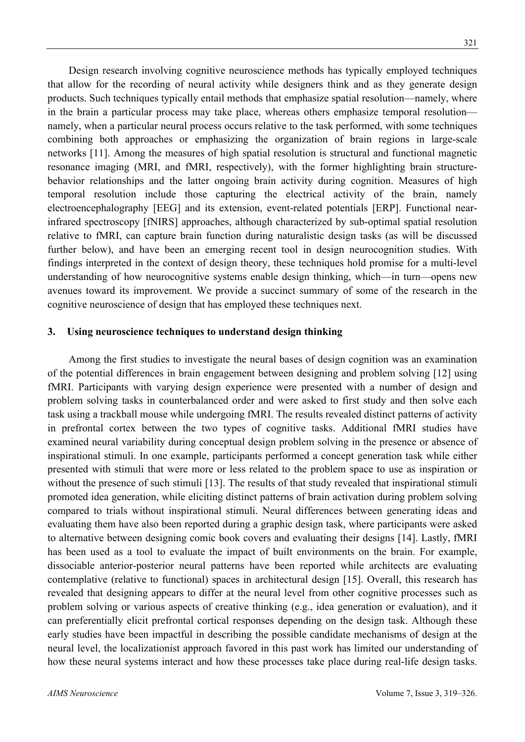Design research involving cognitive neuroscience methods has typically employed techniques that allow for the recording of neural activity while designers think and as they generate design products. Such techniques typically entail methods that emphasize spatial resolution—namely, where in the brain a particular process may take place, whereas others emphasize temporal resolution—namely, when a particular neural process occurs relative to the task performed, with some techniques combining both approaches or emphasizing the organization of brain regions in large-scale networks [11]. Among the measures of high spatial resolution is structural and functional magnetic resonance imaging (MRI, and fMRI, respectively), with the former highlighting brain structure-behavior relationships and the latter ongoing brain activity during cognition. Measures of high temporal resolution include those capturing the electrical activity of the brain, namely electroencephalography [EEG] and its extension, event-related potentials [ERP]. Functional near-infrared spectroscopy [fNIRS] approaches, although characterized by sub-optimal spatial resolution relative to fMRI, can capture brain function during naturalistic design tasks (as will be discussed further below), and have been an emerging recent tool in design neurocognition studies. With findings interpreted in the context of design theory, these techniques hold promise for a multi-level understanding of how neurocognitive systems enable design thinking, which—in turn—opens new avenues toward its improvement. We provide a succinct summary of some of the research in the cognitive neuroscience of design that has employed these techniques next.

## 3. Using neuroscience techniques to understand design thinking

Among the first studies to investigate the neural bases of design cognition was an examination of the potential differences in brain engagement between designing and problem solving [12] using fMRI. Participants with varying design experience were presented with a number of design and problem solving tasks in counterbalanced order and were asked to first study and then solve each task using a trackball mouse while undergoing fMRI. The results revealed distinct patterns of activity in prefrontal cortex between the two types of cognitive tasks. Additional fMRI studies have examined neural variability during conceptual design problem solving in the presence or absence of inspirational stimuli. In one example, participants performed a concept generation task while either presented with stimuli that were more or less related to the problem space to use as inspiration or without the presence of such stimuli [13]. The results of that study revealed that inspirational stimuli promoted idea generation, while eliciting distinct patterns of brain activation during problem solving compared to trials without inspirational stimuli. Neural differences between generating ideas and evaluating them have also been reported during a graphic design task, where participants were asked to alternative between designing comic book covers and evaluating their designs [14]. Lastly, fMRI has been used as a tool to evaluate the impact of built environments on the brain. For example, dissociable anterior-posterior neural patterns have been reported while architects are evaluating contemplative (relative to functional) spaces in architectural design [15]. Overall, this research has revealed that designing appears to differ at the neural level from other cognitive processes such as problem solving or various aspects of creative thinking (e.g., idea generation or evaluation), and it can preferentially elicit prefrontal cortical responses depending on the design task. Although these early studies have been impactful in describing the possible candidate mechanisms of design at the neural level, the localizationist approach favored in this past work has limited our understanding of how these neural systems interact and how these processes take place during real-life design tasks.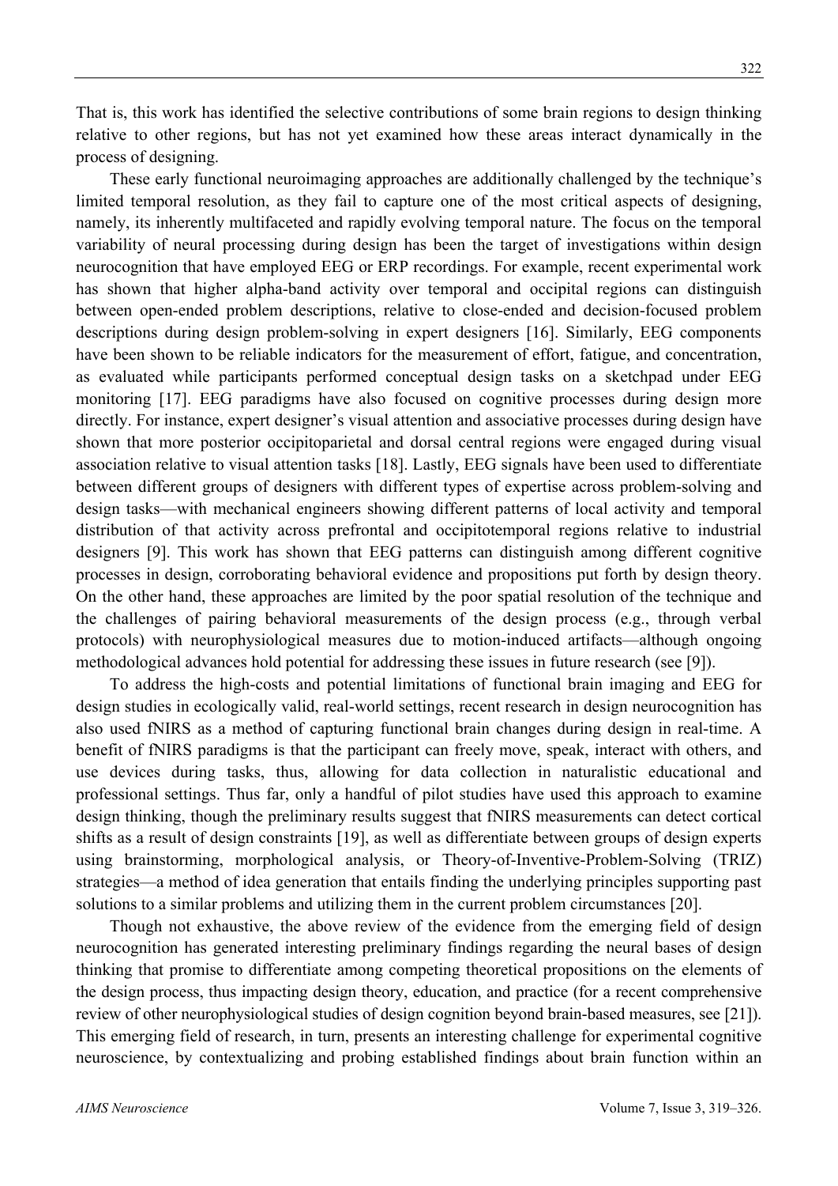That is, this work has identified the selective contributions of some brain regions to design thinking relative to other regions, but has not yet examined how these areas interact dynamically in the process of designing.

These early functional neuroimaging approaches are additionally challenged by the technique's limited temporal resolution, as they fail to capture one of the most critical aspects of designing, namely, its inherently multifaceted and rapidly evolving temporal nature. The focus on the temporal variability of neural processing during design has been the target of investigations within design neurocognition that have employed EEG or ERP recordings. For example, recent experimental work has shown that higher alpha-band activity over temporal and occipital regions can distinguish between open-ended problem descriptions, relative to close-ended and decision-focused problem descriptions during design problem-solving in expert designers [16]. Similarly, EEG components have been shown to be reliable indicators for the measurement of effort, fatigue, and concentration, as evaluated while participants performed conceptual design tasks on a sketchpad under EEG monitoring [17]. EEG paradigms have also focused on cognitive processes during design more directly. For instance, expert designer's visual attention and associative processes during design have shown that more posterior occipitoparietal and dorsal central regions were engaged during visual association relative to visual attention tasks [18]. Lastly, EEG signals have been used to differentiate between different groups of designers with different types of expertise across problem-solving and design tasks—with mechanical engineers showing different patterns of local activity and temporal distribution of that activity across prefrontal and occipitotemporal regions relative to industrial designers [9]. This work has shown that EEG patterns can distinguish among different cognitive processes in design, corroborating behavioral evidence and propositions put forth by design theory. On the other hand, these approaches are limited by the poor spatial resolution of the technique and the challenges of pairing behavioral measurements of the design process (e.g., through verbal protocols) with neurophysiological measures due to motion-induced artifacts—although ongoing methodological advances hold potential for addressing these issues in future research (see [9]).

To address the high-costs and potential limitations of functional brain imaging and EEG for design studies in ecologically valid, real-world settings, recent research in design neurocognition has also used fNIRS as a method of capturing functional brain changes during design in real-time. A benefit of fNIRS paradigms is that the participant can freely move, speak, interact with others, and use devices during tasks, thus, allowing for data collection in naturalistic educational and professional settings. Thus far, only a handful of pilot studies have used this approach to examine design thinking, though the preliminary results suggest that fNIRS measurements can detect cortical shifts as a result of design constraints [19], as well as differentiate between groups of design experts using brainstorming, morphological analysis, or Theory-of-Inventive-Problem-Solving (TRIZ) strategies—a method of idea generation that entails finding the underlying principles supporting past solutions to a similar problems and utilizing them in the current problem circumstances [20].

Though not exhaustive, the above review of the evidence from the emerging field of design neurocognition has generated interesting preliminary findings regarding the neural bases of design thinking that promise to differentiate among competing theoretical propositions on the elements of the design process, thus impacting design theory, education, and practice (for a recent comprehensive review of other neurophysiological studies of design cognition beyond brain-based measures, see [21]). This emerging field of research, in turn, presents an interesting challenge for experimental cognitive neuroscience, by contextualizing and probing established findings about brain function within an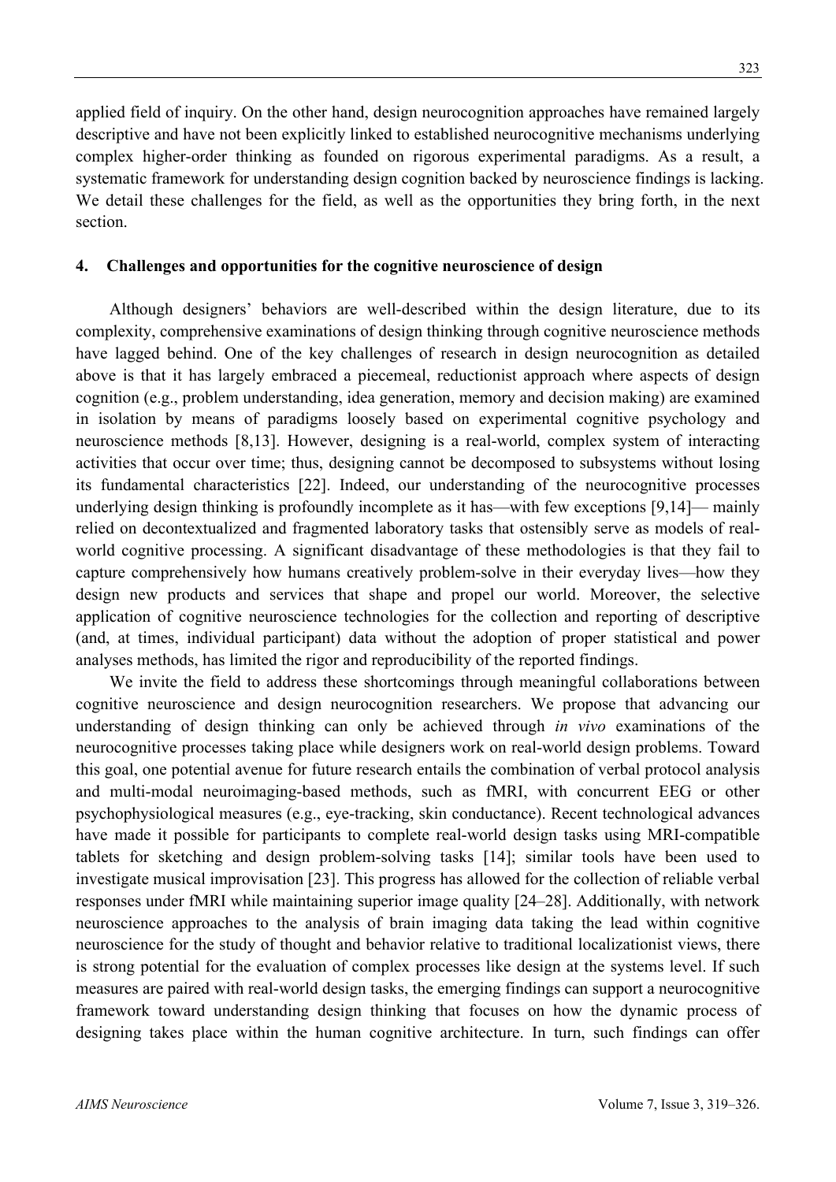applied field of inquiry. On the other hand, design neurocognition approaches have remained largely descriptive and have not been explicitly linked to established neurocognitive mechanisms underlying complex higher-order thinking as founded on rigorous experimental paradigms. As a result, a systematic framework for understanding design cognition backed by neuroscience findings is lacking. We detail these challenges for the field, as well as the opportunities they bring forth, in the next section.

## 4. Challenges and opportunities for the cognitive neuroscience of design

Although designers' behaviors are well-described within the design literature, due to its complexity, comprehensive examinations of design thinking through cognitive neuroscience methods have lagged behind. One of the key challenges of research in design neurocognition as detailed above is that it has largely embraced a piecemeal, reductionist approach where aspects of design cognition (e.g., problem understanding, idea generation, memory and decision making) are examined in isolation by means of paradigms loosely based on experimental cognitive psychology and neuroscience methods [8,13]. However, designing is a real-world, complex system of interacting activities that occur over time; thus, designing cannot be decomposed to subsystems without losing its fundamental characteristics [22]. Indeed, our understanding of the neurocognitive processes underlying design thinking is profoundly incomplete as it has—with few exceptions [9,14]— mainly relied on decontextualized and fragmented laboratory tasks that ostensibly serve as models of real-world cognitive processing. A significant disadvantage of these methodologies is that they fail to capture comprehensively how humans creatively problem-solve in their everyday lives—how they design new products and services that shape and propel our world. Moreover, the selective application of cognitive neuroscience technologies for the collection and reporting of descriptive (and, at times, individual participant) data without the adoption of proper statistical and power analyses methods, has limited the rigor and reproducibility of the reported findings.

We invite the field to address these shortcomings through meaningful collaborations between cognitive neuroscience and design neurocognition researchers. We propose that advancing our understanding of design thinking can only be achieved through *in vivo* examinations of the neurocognitive processes taking place while designers work on real-world design problems. Toward this goal, one potential avenue for future research entails the combination of verbal protocol analysis and multi-modal neuroimaging-based methods, such as fMRI, with concurrent EEG or other psychophysiological measures (e.g., eye-tracking, skin conductance). Recent technological advances have made it possible for participants to complete real-world design tasks using MRI-compatible tablets for sketching and design problem-solving tasks [14]; similar tools have been used to investigate musical improvisation [23]. This progress has allowed for the collection of reliable verbal responses under fMRI while maintaining superior image quality [24–28]. Additionally, with network neuroscience approaches to the analysis of brain imaging data taking the lead within cognitive neuroscience for the study of thought and behavior relative to traditional localizationist views, there is strong potential for the evaluation of complex processes like design at the systems level. If such measures are paired with real-world design tasks, the emerging findings can support a neurocognitive framework toward understanding design thinking that focuses on how the dynamic process of designing takes place within the human cognitive architecture. In turn, such findings can offer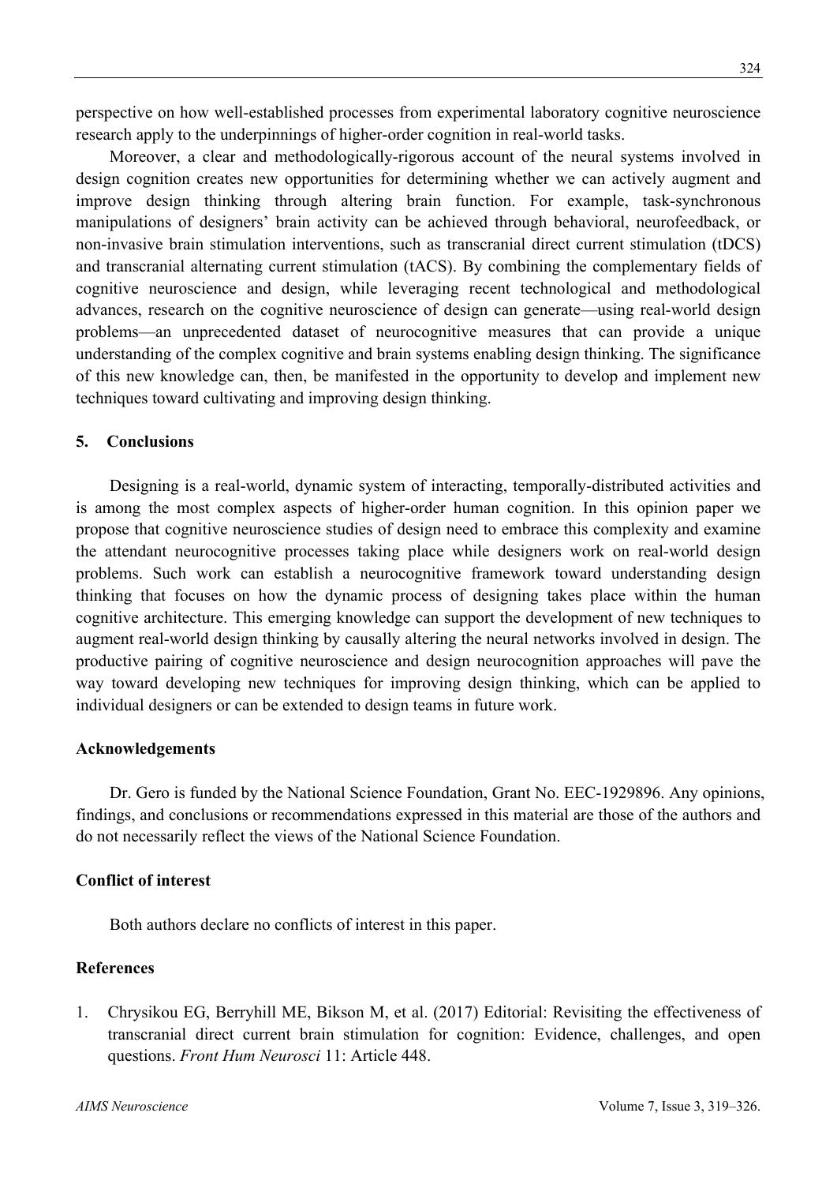perspective on how well-established processes from experimental laboratory cognitive neuroscience research apply to the underpinnings of higher-order cognition in real-world tasks.

Moreover, a clear and methodologically-rigorous account of the neural systems involved in design cognition creates new opportunities for determining whether we can actively augment and improve design thinking through altering brain function. For example, task-synchronous manipulations of designers' brain activity can be achieved through behavioral, neurofeedback, or non-invasive brain stimulation interventions, such as transcranial direct current stimulation (tDCS) and transcranial alternating current stimulation (tACS). By combining the complementary fields of cognitive neuroscience and design, while leveraging recent technological and methodological advances, research on the cognitive neuroscience of design can generate—using real-world design problems—an unprecedented dataset of neurocognitive measures that can provide a unique understanding of the complex cognitive and brain systems enabling design thinking. The significance of this new knowledge can, then, be manifested in the opportunity to develop and implement new techniques toward cultivating and improving design thinking.

## 5. Conclusions

Designing is a real-world, dynamic system of interacting, temporally-distributed activities and is among the most complex aspects of higher-order human cognition. In this opinion paper we propose that cognitive neuroscience studies of design need to embrace this complexity and examine the attendant neurocognitive processes taking place while designers work on real-world design problems. Such work can establish a neurocognitive framework toward understanding design thinking that focuses on how the dynamic process of designing takes place within the human cognitive architecture. This emerging knowledge can support the development of new techniques to augment real-world design thinking by causally altering the neural networks involved in design. The productive pairing of cognitive neuroscience and design neurocognition approaches will pave the way toward developing new techniques for improving design thinking, which can be applied to individual designers or can be extended to design teams in future work.

## Acknowledgements

Dr. Gero is funded by the National Science Foundation, Grant No. EEC-1929896. Any opinions, findings, and conclusions or recommendations expressed in this material are those of the authors and do not necessarily reflect the views of the National Science Foundation.

## Conflict of interest

Both authors declare no conflicts of interest in this paper.

## References

1. Chrysikou EG, Berryhill ME, Bikson M, et al. (2017) Editorial: Revisiting the effectiveness of transcranial direct current brain stimulation for cognition: Evidence, challenges, and open questions. *Front Hum Neurosci* 11: Article 448.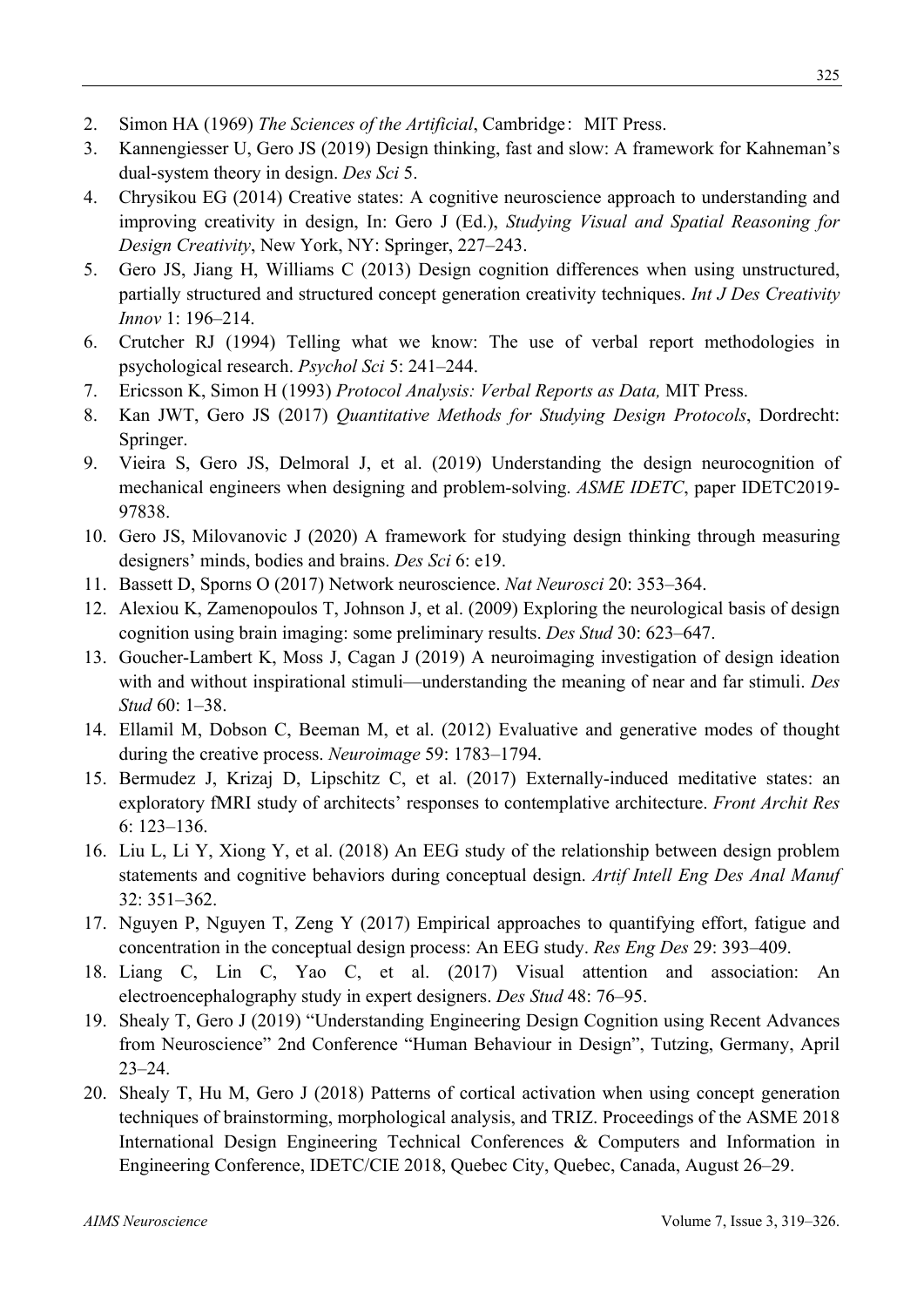2. Simon HA (1969) *The Sciences of the Artificial*, Cambridge：MIT Press.
3. Kannengiesser U, Gero JS (2019) Design thinking, fast and slow: A framework for Kahneman's dual-system theory in design. *Des Sci* 5.
4. Chrysikou EG (2014) Creative states: A cognitive neuroscience approach to understanding and improving creativity in design, In: Gero J (Ed.), *Studying Visual and Spatial Reasoning for Design Creativity*, New York, NY: Springer, 227–243.
5. Gero JS, Jiang H, Williams C (2013) Design cognition differences when using unstructured, partially structured and structured concept generation creativity techniques. *Int J Des Creativity Innov* 1: 196–214.
6. Crutcher RJ (1994) Telling what we know: The use of verbal report methodologies in psychological research. *Psychol Sci* 5: 241–244.
7. Ericsson K, Simon H (1993) *Protocol Analysis: Verbal Reports as Data,* MIT Press.
8. Kan JWT, Gero JS (2017) *Quantitative Methods for Studying Design Protocols*, Dordrecht: Springer.
9. Vieira S, Gero JS, Delmoral J, et al. (2019) Understanding the design neurocognition of mechanical engineers when designing and problem-solving. *ASME IDETC*, paper IDETC2019-97838.
10. Gero JS, Milovanovic J (2020) A framework for studying design thinking through measuring designers' minds, bodies and brains. *Des Sci* 6: e19.
11. Bassett D, Sporns O (2017) Network neuroscience. *Nat Neurosci* 20: 353–364.
12. Alexiou K, Zamenopoulos T, Johnson J, et al. (2009) Exploring the neurological basis of design cognition using brain imaging: some preliminary results. *Des Stud* 30: 623–647.
13. Goucher-Lambert K, Moss J, Cagan J (2019) A neuroimaging investigation of design ideation with and without inspirational stimuli—understanding the meaning of near and far stimuli. *Des Stud* 60: 1–38.
14. Ellamil M, Dobson C, Beeman M, et al. (2012) Evaluative and generative modes of thought during the creative process. *Neuroimage* 59: 1783–1794.
15. Bermudez J, Krizaj D, Lipschitz C, et al. (2017) Externally-induced meditative states: an exploratory fMRI study of architects' responses to contemplative architecture. *Front Archit Res* 6: 123–136.
16. Liu L, Li Y, Xiong Y, et al. (2018) An EEG study of the relationship between design problem statements and cognitive behaviors during conceptual design. *Artif Intell Eng Des Anal Manuf* 32: 351–362.
17. Nguyen P, Nguyen T, Zeng Y (2017) Empirical approaches to quantifying effort, fatigue and concentration in the conceptual design process: An EEG study. *Res Eng Des* 29: 393–409.
18. Liang C, Lin C, Yao C, et al. (2017) Visual attention and association: An electroencephalography study in expert designers. *Des Stud* 48: 76–95.
19. Shealy T, Gero J (2019) "Understanding Engineering Design Cognition using Recent Advances from Neuroscience" 2nd Conference "Human Behaviour in Design", Tutzing, Germany, April 23–24.
20. Shealy T, Hu M, Gero J (2018) Patterns of cortical activation when using concept generation techniques of brainstorming, morphological analysis, and TRIZ. Proceedings of the ASME 2018 International Design Engineering Technical Conferences & Computers and Information in Engineering Conference, IDETC/CIE 2018, Quebec City, Quebec, Canada, August 26–29.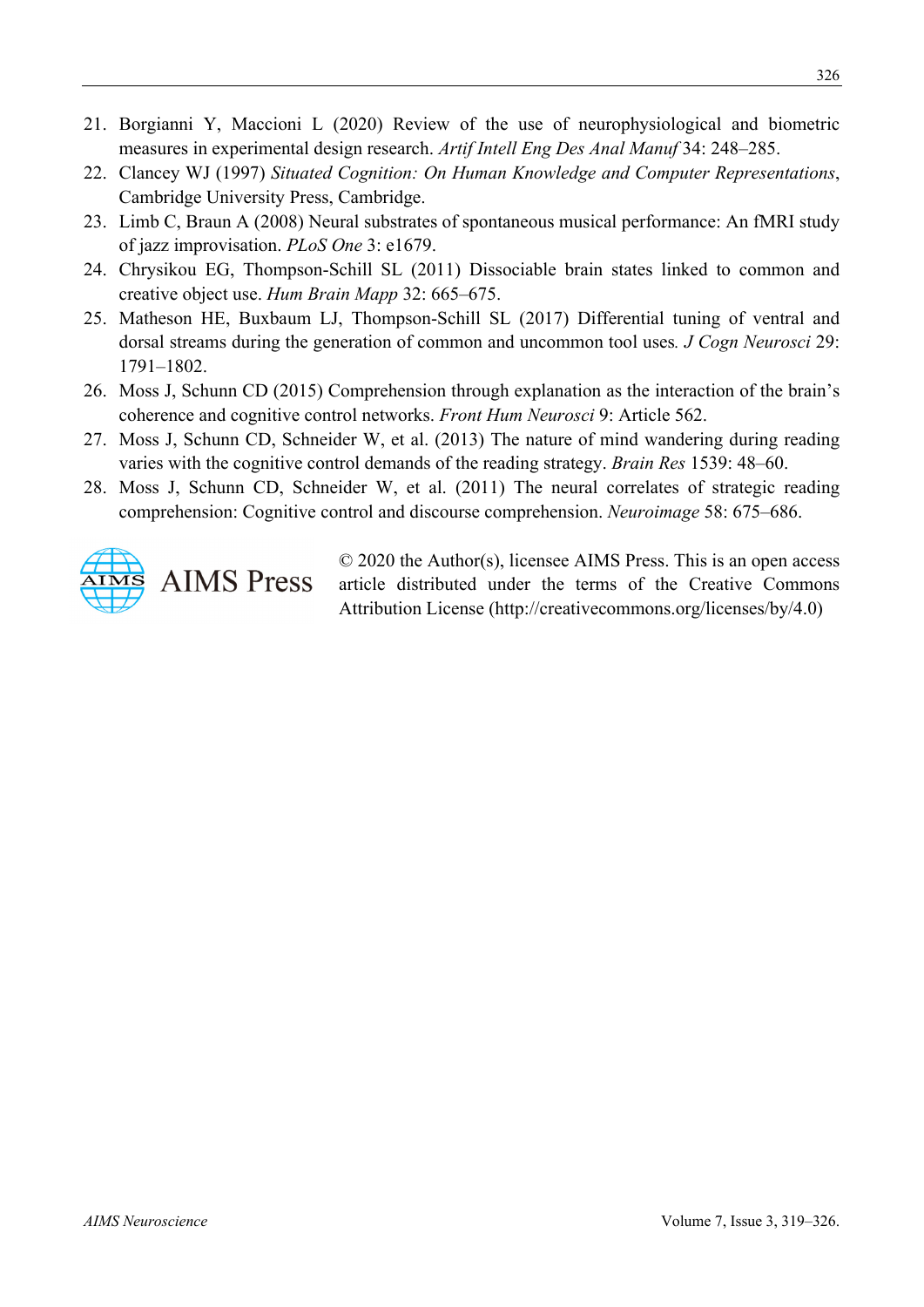21. Borgianni Y, Maccioni L (2020) Review of the use of neurophysiological and biometric measures in experimental design research. *Artif Intell Eng Des Anal Manuf* 34: 248–285.
22. Clancey WJ (1997) *Situated Cognition: On Human Knowledge and Computer Representations*, Cambridge University Press, Cambridge.
23. Limb C, Braun A (2008) Neural substrates of spontaneous musical performance: An fMRI study of jazz improvisation. *PLoS One* 3: e1679.
24. Chrysikou EG, Thompson-Schill SL (2011) Dissociable brain states linked to common and creative object use. *Hum Brain Mapp* 32: 665–675.
25. Matheson HE, Buxbaum LJ, Thompson-Schill SL (2017) Differential tuning of ventral and dorsal streams during the generation of common and uncommon tool uses*.* *J Cogn Neurosci* 29: 1791–1802.
26. Moss J, Schunn CD (2015) Comprehension through explanation as the interaction of the brain's coherence and cognitive control networks. *Front Hum Neurosci* 9: Article 562.
27. Moss J, Schunn CD, Schneider W, et al. (2013) The nature of mind wandering during reading varies with the cognitive control demands of the reading strategy. *Brain Res* 1539: 48–60.
28. Moss J, Schunn CD, Schneider W, et al. (2011) The neural correlates of strategic reading comprehension: Cognitive control and discourse comprehension. *Neuroimage* 58: 675–686.

AIMS Press

© 2020 the Author(s), licensee AIMS Press. This is an open access article distributed under the terms of the Creative Commons Attribution License (http://creativecommons.org/licenses/by/4.0)